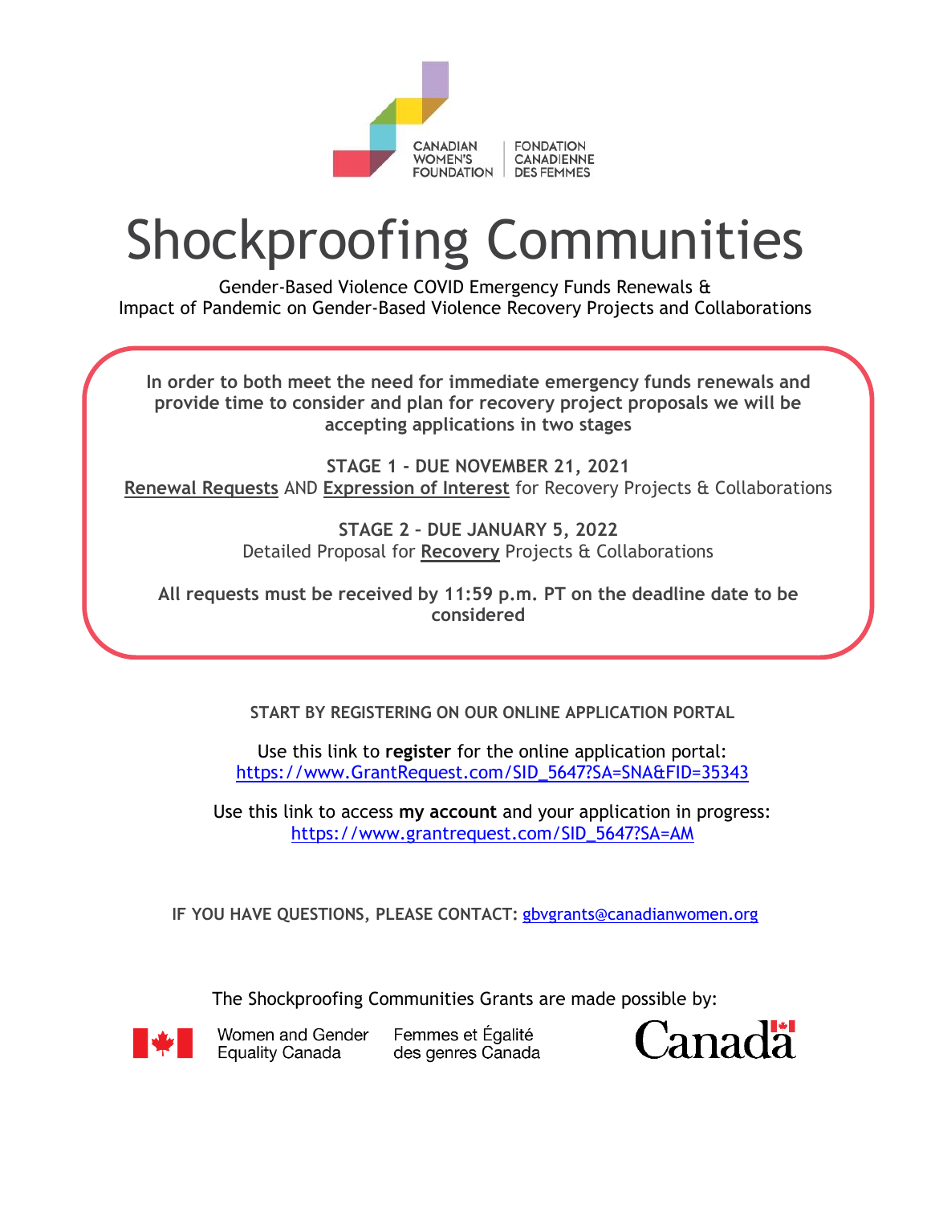CANADIAN WOMEN'S FOUNDATION | FONDATION CANADIENNE DES FEMMES

# Shockproofing Communities

Gender-Based Violence COVID Emergency Funds Renewals &
Impact of Pandemic on Gender-Based Violence Recovery Projects and Collaborations

**In order to both meet the need for immediate emergency funds renewals and provide time to consider and plan for recovery project proposals we will be accepting applications in two stages**

**STAGE 1 - DUE NOVEMBER 21, 2021**
**Renewal Requests** AND **Expression of Interest** for Recovery Projects & Collaborations

**STAGE 2 – DUE JANUARY 5, 2022**
Detailed Proposal for **Recovery** Projects & Collaborations

**All requests must be received by 11:59 p.m. PT on the deadline date to be considered**

**START BY REGISTERING ON OUR ONLINE APPLICATION PORTAL**

Use this link to **register** for the online application portal:
https://www.GrantRequest.com/SID_5647?SA=SNA&FID=35343

Use this link to access **my account** and your application in progress:
https://www.grantrequest.com/SID_5647?SA=AM

**IF YOU HAVE QUESTIONS, PLEASE CONTACT:** gbvgrants@canadianwomen.org

The Shockproofing Communities Grants are made possible by:

Women and Gender Equality Canada | Femmes et Égalité des genres Canada

Canada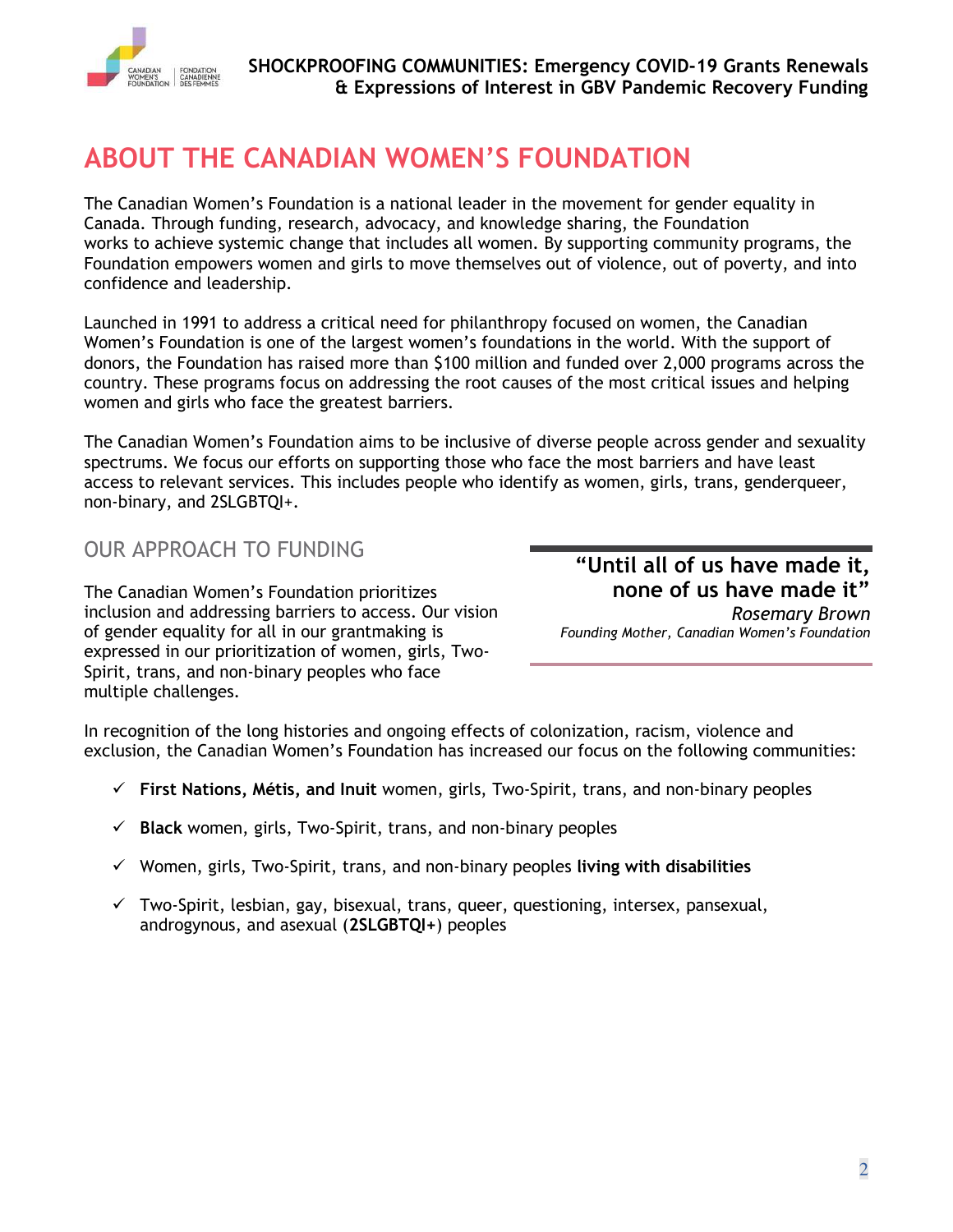# ABOUT THE CANADIAN WOMEN'S FOUNDATION

The Canadian Women's Foundation is a national leader in the movement for gender equality in Canada. Through funding, research, advocacy, and knowledge sharing, the Foundation works to achieve systemic change that includes all women. By supporting community programs, the Foundation empowers women and girls to move themselves out of violence, out of poverty, and into confidence and leadership.

Launched in 1991 to address a critical need for philanthropy focused on women, the Canadian Women's Foundation is one of the largest women's foundations in the world. With the support of donors, the Foundation has raised more than $100 million and funded over 2,000 programs across the country. These programs focus on addressing the root causes of the most critical issues and helping women and girls who face the greatest barriers.

The Canadian Women's Foundation aims to be inclusive of diverse people across gender and sexuality spectrums. We focus our efforts on supporting those who face the most barriers and have least access to relevant services. This includes people who identify as women, girls, trans, genderqueer, non-binary, and 2SLGBTQI+.

## OUR APPROACH TO FUNDING

The Canadian Women's Foundation prioritizes inclusion and addressing barriers to access. Our vision of gender equality for all in our grantmaking is expressed in our prioritization of women, girls, Two-Spirit, trans, and non-binary peoples who face multiple challenges.

> **"Until all of us have made it, none of us have made it"**
> *Rosemary Brown*
> *Founding Mother, Canadian Women's Foundation*

In recognition of the long histories and ongoing effects of colonization, racism, violence and exclusion, the Canadian Women's Foundation has increased our focus on the following communities:

- ✓ **First Nations, Métis, and Inuit** women, girls, Two-Spirit, trans, and non-binary peoples
- ✓ **Black** women, girls, Two-Spirit, trans, and non-binary peoples
- ✓ Women, girls, Two-Spirit, trans, and non-binary peoples **living with disabilities**
- ✓ Two-Spirit, lesbian, gay, bisexual, trans, queer, questioning, intersex, pansexual, androgynous, and asexual (**2SLGBTQI+**) peoples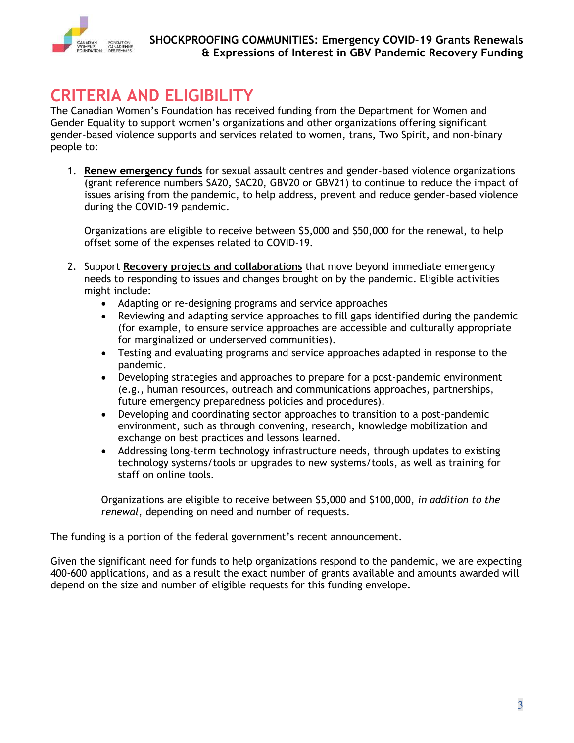# CRITERIA AND ELIGIBILITY

The Canadian Women's Foundation has received funding from the Department for Women and Gender Equality to support women's organizations and other organizations offering significant gender-based violence supports and services related to women, trans, Two Spirit, and non-binary people to:

1. **Renew emergency funds** for sexual assault centres and gender-based violence organizations (grant reference numbers SA20, SAC20, GBV20 or GBV21) to continue to reduce the impact of issues arising from the pandemic, to help address, prevent and reduce gender-based violence during the COVID-19 pandemic.

   Organizations are eligible to receive between $5,000 and $50,000 for the renewal, to help offset some of the expenses related to COVID-19.

2. Support **Recovery projects and collaborations** that move beyond immediate emergency needs to responding to issues and changes brought on by the pandemic. Eligible activities might include:
   - Adapting or re-designing programs and service approaches
   - Reviewing and adapting service approaches to fill gaps identified during the pandemic (for example, to ensure service approaches are accessible and culturally appropriate for marginalized or underserved communities).
   - Testing and evaluating programs and service approaches adapted in response to the pandemic.
   - Developing strategies and approaches to prepare for a post-pandemic environment (e.g., human resources, outreach and communications approaches, partnerships, future emergency preparedness policies and procedures).
   - Developing and coordinating sector approaches to transition to a post-pandemic environment, such as through convening, research, knowledge mobilization and exchange on best practices and lessons learned.
   - Addressing long-term technology infrastructure needs, through updates to existing technology systems/tools or upgrades to new systems/tools, as well as training for staff on online tools.

   Organizations are eligible to receive between $5,000 and $100,000, *in addition to the renewal*, depending on need and number of requests.

The funding is a portion of the federal government's recent announcement.

Given the significant need for funds to help organizations respond to the pandemic, we are expecting 400-600 applications, and as a result the exact number of grants available and amounts awarded will depend on the size and number of eligible requests for this funding envelope.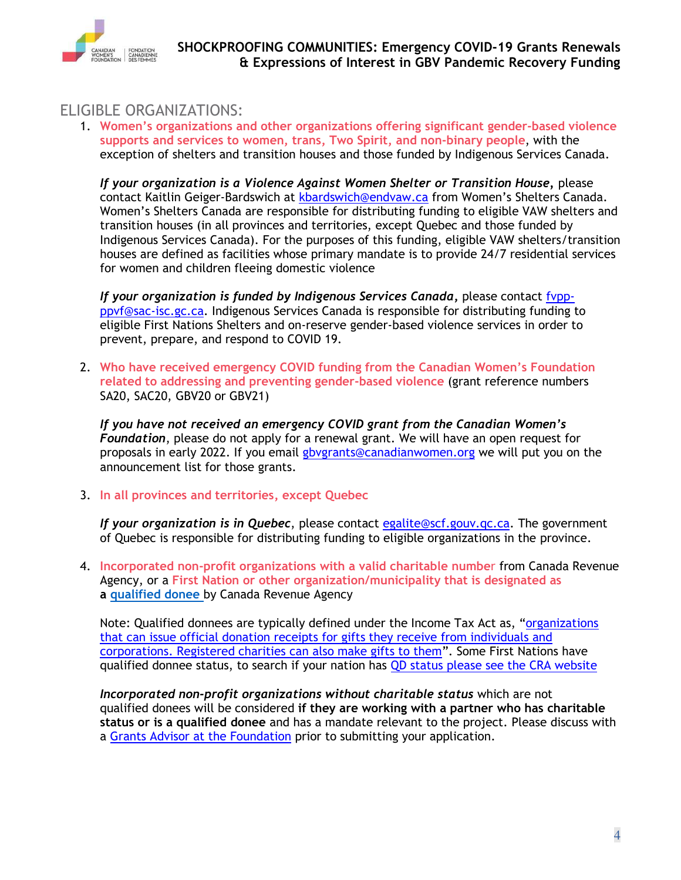## ELIGIBLE ORGANIZATIONS:

1. **Women's organizations and other organizations offering significant gender-based violence supports and services to women, trans, Two Spirit, and non-binary people**, with the exception of shelters and transition houses and those funded by Indigenous Services Canada.

   ***If your organization is a Violence Against Women Shelter or Transition House***, please contact Kaitlin Geiger-Bardswich at [kbardswich@endvaw.ca](mailto:kbardswich@endvaw.ca) from Women's Shelters Canada. Women's Shelters Canada are responsible for distributing funding to eligible VAW shelters and transition houses (in all provinces and territories, except Quebec and those funded by Indigenous Services Canada). For the purposes of this funding, eligible VAW shelters/transition houses are defined as facilities whose primary mandate is to provide 24/7 residential services for women and children fleeing domestic violence

   ***If your organization is funded by Indigenous Services Canada***, please contact [fvpp-ppvf@sac-isc.gc.ca](mailto:fvpp-ppvf@sac-isc.gc.ca). Indigenous Services Canada is responsible for distributing funding to eligible First Nations Shelters and on-reserve gender-based violence services in order to prevent, prepare, and respond to COVID 19.

2. **Who have received emergency COVID funding from the Canadian Women's Foundation related to addressing and preventing gender-based violence** (grant reference numbers SA20, SAC20, GBV20 or GBV21)

   ***If you have not received an emergency COVID grant from the Canadian Women's Foundation***, please do not apply for a renewal grant. We will have an open request for proposals in early 2022. If you email [gbvgrants@canadianwomen.org](mailto:gbvgrants@canadianwomen.org) we will put you on the announcement list for those grants.

3. **In all provinces and territories, except Quebec**

   ***If your organization is in Quebec***, please contact [egalite@scf.gouv.qc.ca](mailto:egalite@scf.gouv.qc.ca). The government of Quebec is responsible for distributing funding to eligible organizations in the province.

4. **Incorporated non-profit organizations with a valid charitable number** from Canada Revenue Agency, or a **First Nation or other organization/municipality that is designated as a qualified donee** by Canada Revenue Agency

   Note: Qualified donnees are typically defined under the Income Tax Act as, "organizations that can issue official donation receipts for gifts they receive from individuals and corporations. Registered charities can also make gifts to them". Some First Nations have qualified donnee status, to search if your nation has QD status please see the CRA website

   ***Incorporated non-profit organizations without charitable status*** which are not qualified donees will be considered **if they are working with a partner who has charitable status or is a qualified donee** and has a mandate relevant to the project. Please discuss with a Grants Advisor at the Foundation prior to submitting your application.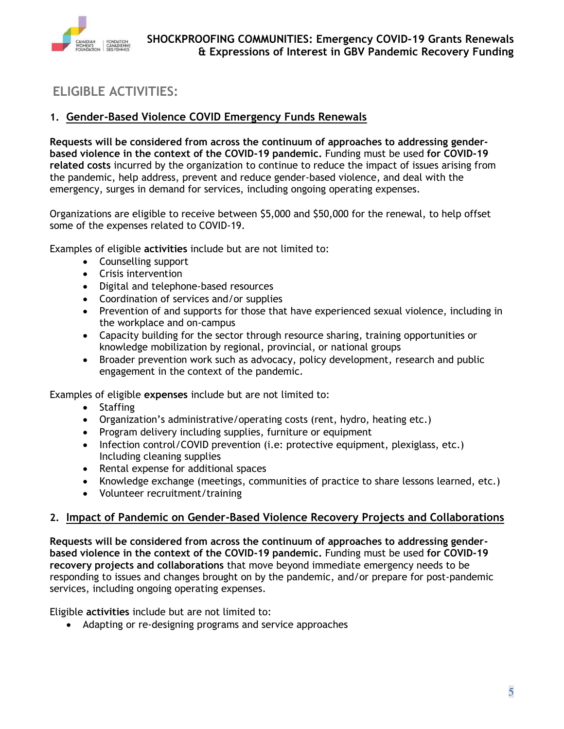## ELIGIBLE ACTIVITIES:

### 1. Gender-Based Violence COVID Emergency Funds Renewals

**Requests will be considered from across the continuum of approaches to addressing gender-based violence in the context of the COVID-19 pandemic.** Funding must be used **for COVID-19 related costs** incurred by the organization to continue to reduce the impact of issues arising from the pandemic, help address, prevent and reduce gender-based violence, and deal with the emergency, surges in demand for services, including ongoing operating expenses.

Organizations are eligible to receive between $5,000 and $50,000 for the renewal, to help offset some of the expenses related to COVID-19.

Examples of eligible **activities** include but are not limited to:

- Counselling support
- Crisis intervention
- Digital and telephone-based resources
- Coordination of services and/or supplies
- Prevention of and supports for those that have experienced sexual violence, including in the workplace and on-campus
- Capacity building for the sector through resource sharing, training opportunities or knowledge mobilization by regional, provincial, or national groups
- Broader prevention work such as advocacy, policy development, research and public engagement in the context of the pandemic.

Examples of eligible **expenses** include but are not limited to:

- Staffing
- Organization's administrative/operating costs (rent, hydro, heating etc.)
- Program delivery including supplies, furniture or equipment
- Infection control/COVID prevention (i.e: protective equipment, plexiglass, etc.) Including cleaning supplies
- Rental expense for additional spaces
- Knowledge exchange (meetings, communities of practice to share lessons learned, etc.)
- Volunteer recruitment/training

### 2. Impact of Pandemic on Gender-Based Violence Recovery Projects and Collaborations

**Requests will be considered from across the continuum of approaches to addressing gender-based violence in the context of the COVID-19 pandemic.** Funding must be used **for COVID-19 recovery projects and collaborations** that move beyond immediate emergency needs to be responding to issues and changes brought on by the pandemic, and/or prepare for post-pandemic services, including ongoing operating expenses.

Eligible **activities** include but are not limited to:

- Adapting or re-designing programs and service approaches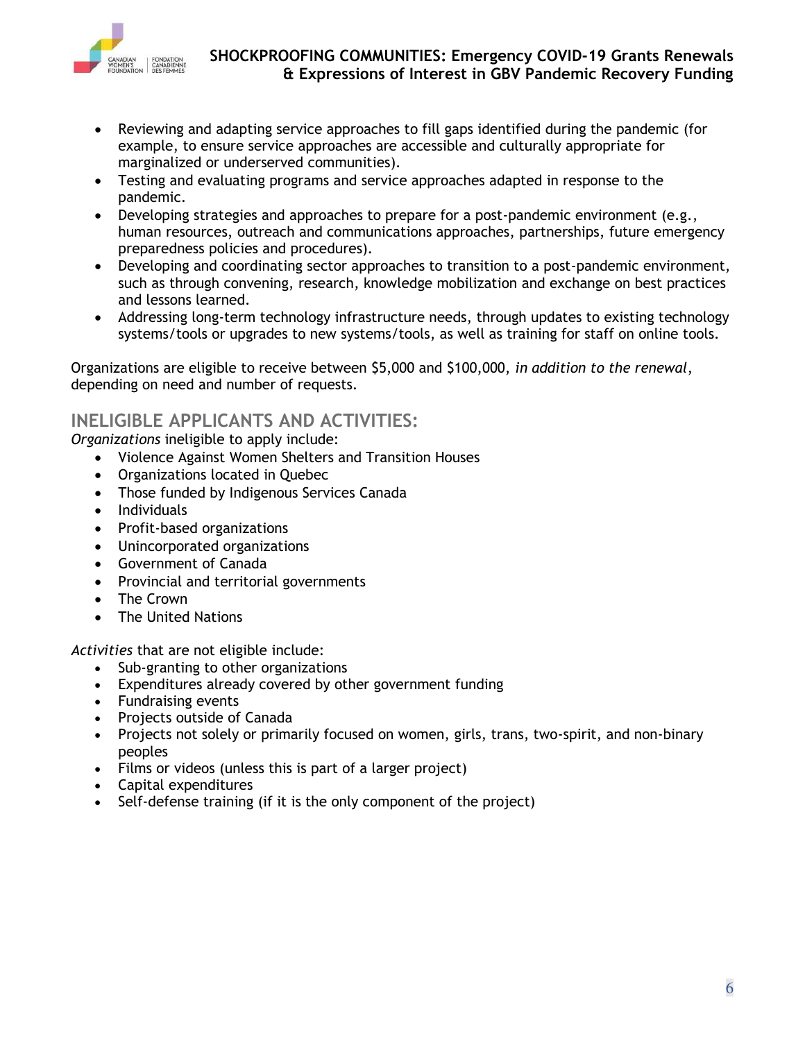- Reviewing and adapting service approaches to fill gaps identified during the pandemic (for example, to ensure service approaches are accessible and culturally appropriate for marginalized or underserved communities).
- Testing and evaluating programs and service approaches adapted in response to the pandemic.
- Developing strategies and approaches to prepare for a post-pandemic environment (e.g., human resources, outreach and communications approaches, partnerships, future emergency preparedness policies and procedures).
- Developing and coordinating sector approaches to transition to a post-pandemic environment, such as through convening, research, knowledge mobilization and exchange on best practices and lessons learned.
- Addressing long-term technology infrastructure needs, through updates to existing technology systems/tools or upgrades to new systems/tools, as well as training for staff on online tools.

Organizations are eligible to receive between $5,000 and $100,000, *in addition to the renewal*, depending on need and number of requests.

## INELIGIBLE APPLICANTS AND ACTIVITIES:

*Organizations* ineligible to apply include:

- Violence Against Women Shelters and Transition Houses
- Organizations located in Quebec
- Those funded by Indigenous Services Canada
- Individuals
- Profit-based organizations
- Unincorporated organizations
- Government of Canada
- Provincial and territorial governments
- The Crown
- The United Nations

*Activities* that are not eligible include:

- Sub-granting to other organizations
- Expenditures already covered by other government funding
- Fundraising events
- Projects outside of Canada
- Projects not solely or primarily focused on women, girls, trans, two-spirit, and non-binary peoples
- Films or videos (unless this is part of a larger project)
- Capital expenditures
- Self-defense training (if it is the only component of the project)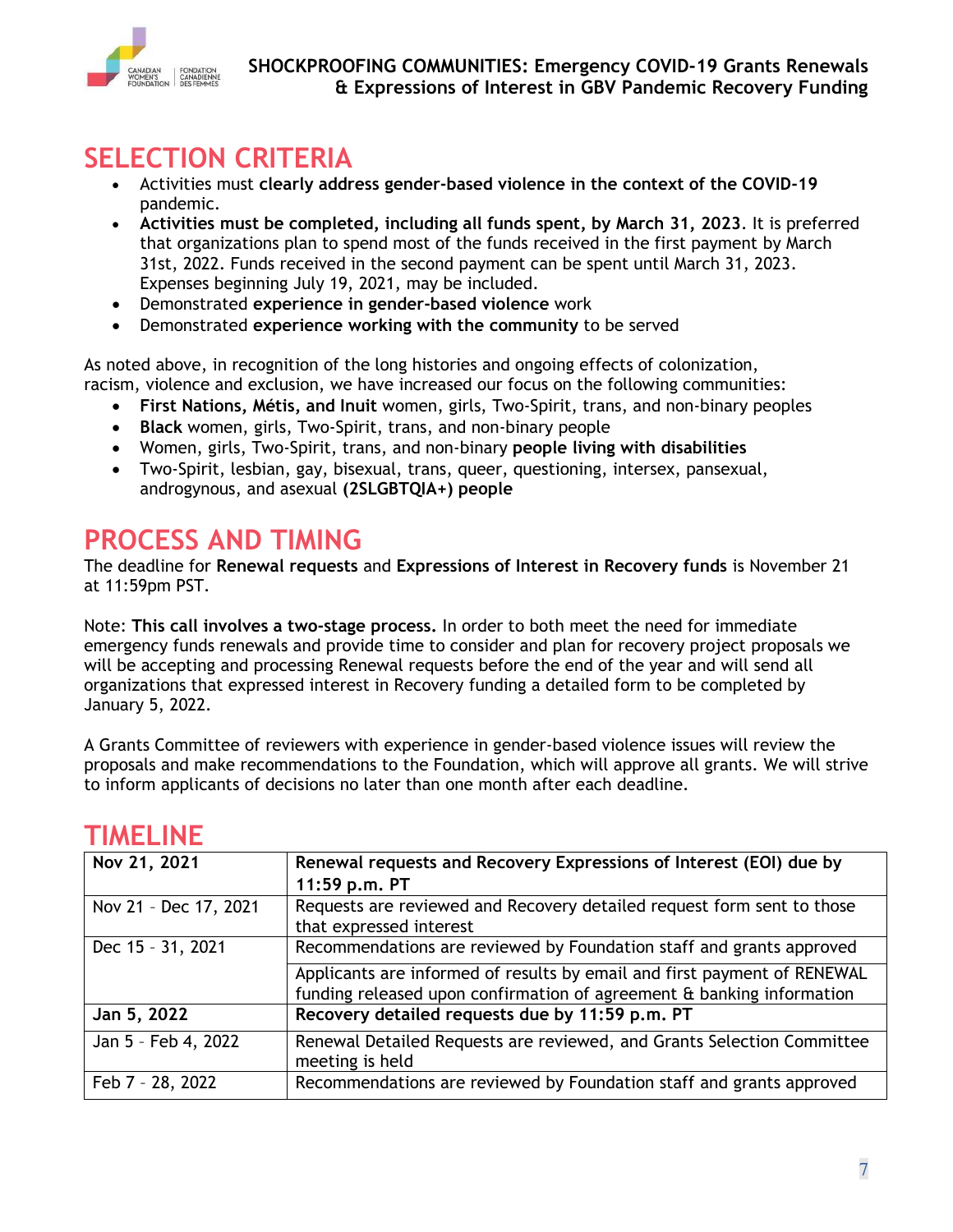## SELECTION CRITERIA

- Activities must **clearly address gender-based violence in the context of the COVID-19** pandemic.
- **Activities must be completed, including all funds spent, by March 31, 2023**. It is preferred that organizations plan to spend most of the funds received in the first payment by March 31st, 2022. Funds received in the second payment can be spent until March 31, 2023. Expenses beginning July 19, 2021, may be included.
- Demonstrated **experience in gender-based violence** work
- Demonstrated **experience working with the community** to be served

As noted above, in recognition of the long histories and ongoing effects of colonization, racism, violence and exclusion, we have increased our focus on the following communities:

- **First Nations, Métis, and Inuit** women, girls, Two-Spirit, trans, and non-binary peoples
- **Black** women, girls, Two-Spirit, trans, and non-binary people
- Women, girls, Two-Spirit, trans, and non-binary **people living with disabilities**
- Two-Spirit, lesbian, gay, bisexual, trans, queer, questioning, intersex, pansexual, androgynous, and asexual **(2SLGBTQIA+) people**

## PROCESS AND TIMING

The deadline for **Renewal requests** and **Expressions of Interest in Recovery funds** is November 21 at 11:59pm PST.

Note: **This call involves a two-stage process.** In order to both meet the need for immediate emergency funds renewals and provide time to consider and plan for recovery project proposals we will be accepting and processing Renewal requests before the end of the year and will send all organizations that expressed interest in Recovery funding a detailed form to be completed by January 5, 2022.

A Grants Committee of reviewers with experience in gender-based violence issues will review the proposals and make recommendations to the Foundation, which will approve all grants. We will strive to inform applicants of decisions no later than one month after each deadline.

## TIMELINE

| | |
|---|---|
| **Nov 21, 2021** | **Renewal requests and Recovery Expressions of Interest (EOI) due by 11:59 p.m. PT** |
| Nov 21 – Dec 17, 2021 | Requests are reviewed and Recovery detailed request form sent to those that expressed interest |
| Dec 15 – 31, 2021 | Recommendations are reviewed by Foundation staff and grants approved |
| | Applicants are informed of results by email and first payment of RENEWAL funding released upon confirmation of agreement & banking information |
| **Jan 5, 2022** | **Recovery detailed requests due by 11:59 p.m. PT** |
| Jan 5 – Feb 4, 2022 | Renewal Detailed Requests are reviewed, and Grants Selection Committee meeting is held |
| Feb 7 – 28, 2022 | Recommendations are reviewed by Foundation staff and grants approved |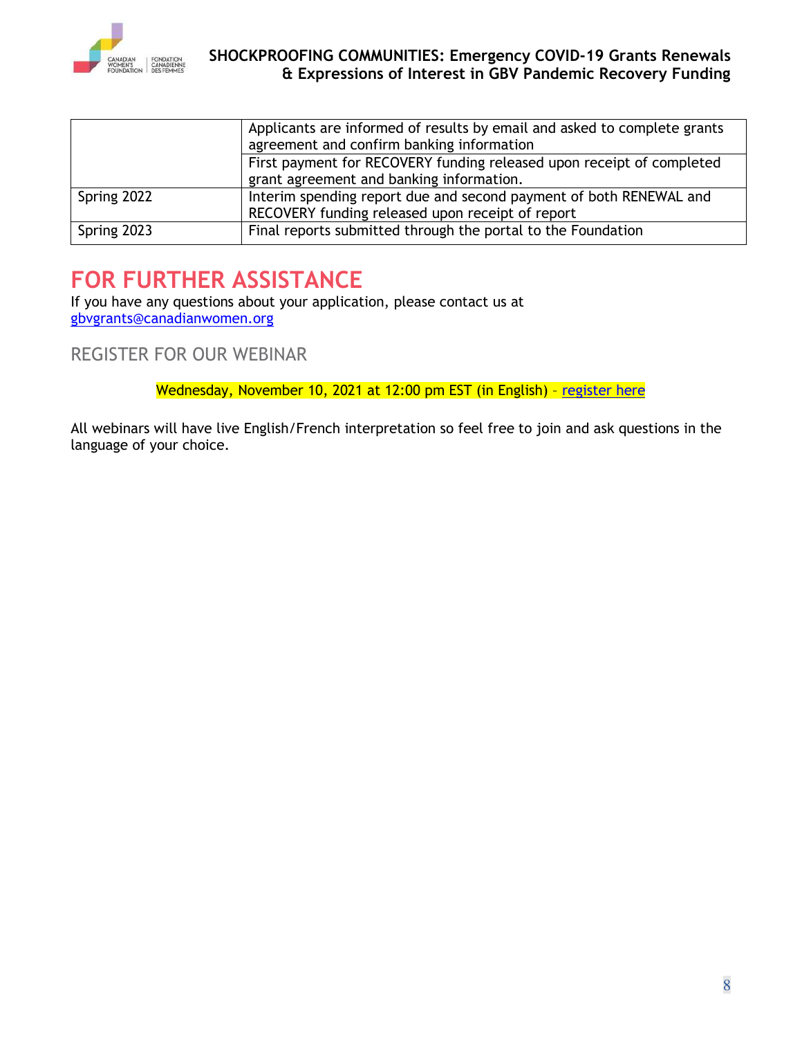| | |
|---|---|
| | Applicants are informed of results by email and asked to complete grants agreement and confirm banking information |
| | First payment for RECOVERY funding released upon receipt of completed grant agreement and banking information. |
| Spring 2022 | Interim spending report due and second payment of both RENEWAL and RECOVERY funding released upon receipt of report |
| Spring 2023 | Final reports submitted through the portal to the Foundation |

# FOR FURTHER ASSISTANCE

If you have any questions about your application, please contact us at gbvgrants@canadianwomen.org

## REGISTER FOR OUR WEBINAR

Wednesday, November 10, 2021 at 12:00 pm EST (in English) – register here

All webinars will have live English/French interpretation so feel free to join and ask questions in the language of your choice.